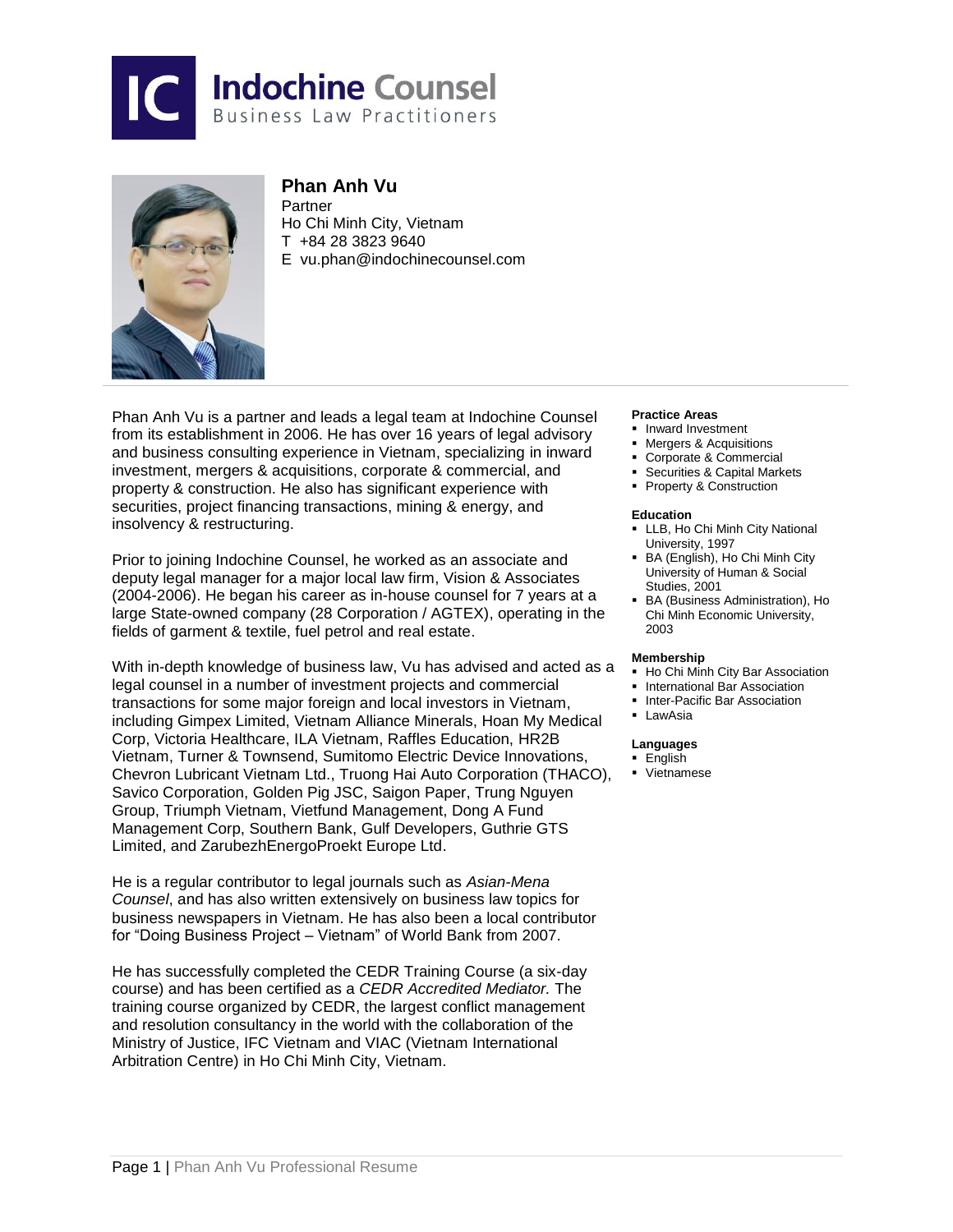Indochine Counsel
Business Law Practitioners

# Phan Anh Vu

Partner
Ho Chi Minh City, Vietnam
T +84 28 3823 9640
E vu.phan@indochinecounsel.com

Phan Anh Vu is a partner and leads a legal team at Indochine Counsel from its establishment in 2006. He has over 16 years of legal advisory and business consulting experience in Vietnam, specializing in inward investment, mergers & acquisitions, corporate & commercial, and property & construction. He also has significant experience with securities, project financing transactions, mining & energy, and insolvency & restructuring.

Prior to joining Indochine Counsel, he worked as an associate and deputy legal manager for a major local law firm, Vision & Associates (2004-2006). He began his career as in-house counsel for 7 years at a large State-owned company (28 Corporation / AGTEX), operating in the fields of garment & textile, fuel petrol and real estate.

With in-depth knowledge of business law, Vu has advised and acted as a legal counsel in a number of investment projects and commercial transactions for some major foreign and local investors in Vietnam, including Gimpex Limited, Vietnam Alliance Minerals, Hoan My Medical Corp, Victoria Healthcare, ILA Vietnam, Raffles Education, HR2B Vietnam, Turner & Townsend, Sumitomo Electric Device Innovations, Chevron Lubricant Vietnam Ltd., Truong Hai Auto Corporation (THACO), Savico Corporation, Golden Pig JSC, Saigon Paper, Trung Nguyen Group, Triumph Vietnam, Vietfund Management, Dong A Fund Management Corp, Southern Bank, Gulf Developers, Guthrie GTS Limited, and ZarubezhEnergoProekt Europe Ltd.

He is a regular contributor to legal journals such as *Asian-Mena Counsel*, and has also written extensively on business law topics for business newspapers in Vietnam. He has also been a local contributor for "Doing Business Project – Vietnam" of World Bank from 2007.

He has successfully completed the CEDR Training Course (a six-day course) and has been certified as a *CEDR Accredited Mediator.* The training course organized by CEDR, the largest conflict management and resolution consultancy in the world with the collaboration of the Ministry of Justice, IFC Vietnam and VIAC (Vietnam International Arbitration Centre) in Ho Chi Minh City, Vietnam.

**Practice Areas**

- Inward Investment
- Mergers & Acquisitions
- Corporate & Commercial
- Securities & Capital Markets
- Property & Construction

**Education**

- LLB, Ho Chi Minh City National University, 1997
- BA (English), Ho Chi Minh City University of Human & Social Studies, 2001
- BA (Business Administration), Ho Chi Minh Economic University, 2003

**Membership**

- Ho Chi Minh City Bar Association
- International Bar Association
- Inter-Pacific Bar Association
- LawAsia

**Languages**

- English
- Vietnamese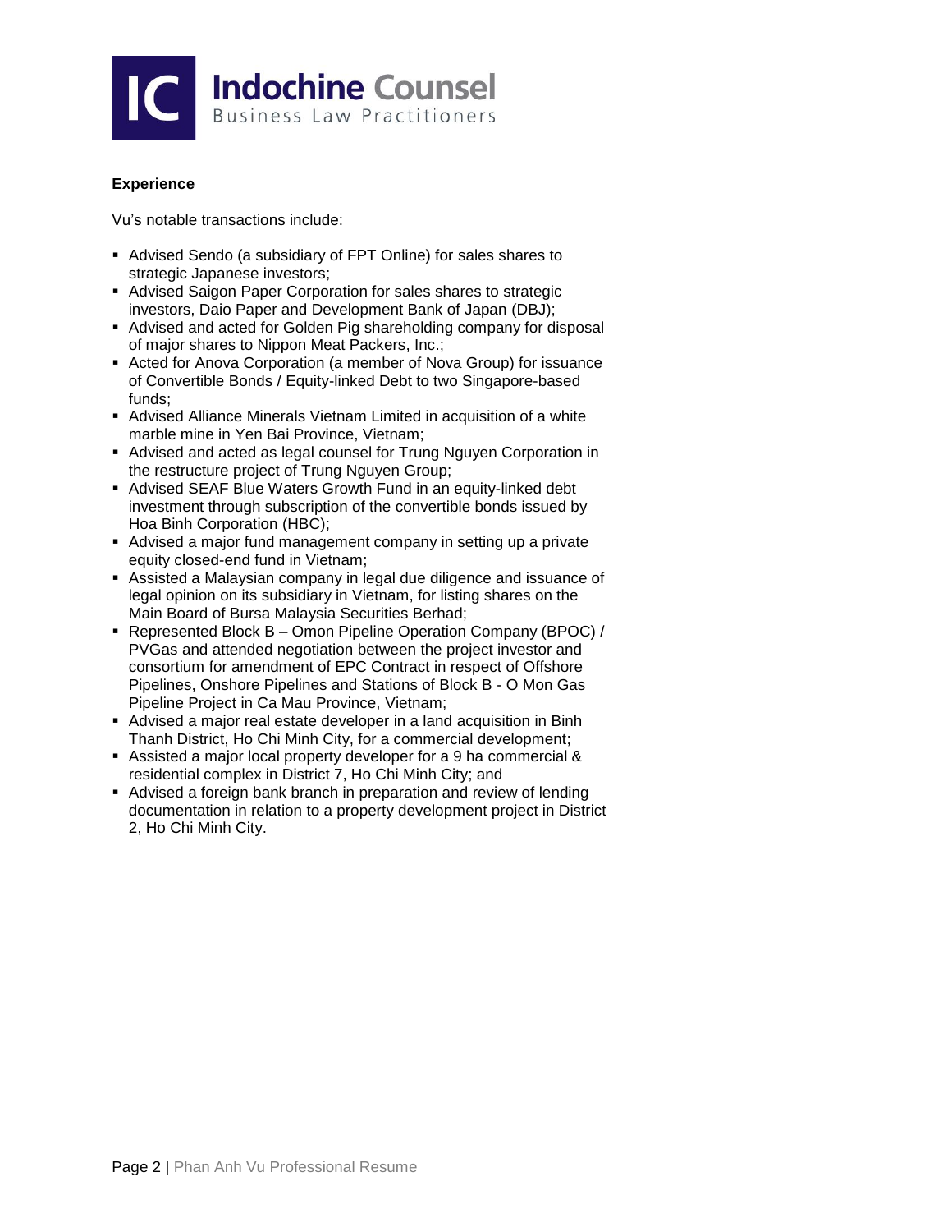### Experience

Vu's notable transactions include:

- Advised Sendo (a subsidiary of FPT Online) for sales shares to strategic Japanese investors;
- Advised Saigon Paper Corporation for sales shares to strategic investors, Daio Paper and Development Bank of Japan (DBJ);
- Advised and acted for Golden Pig shareholding company for disposal of major shares to Nippon Meat Packers, Inc.;
- Acted for Anova Corporation (a member of Nova Group) for issuance of Convertible Bonds / Equity-linked Debt to two Singapore-based funds;
- Advised Alliance Minerals Vietnam Limited in acquisition of a white marble mine in Yen Bai Province, Vietnam;
- Advised and acted as legal counsel for Trung Nguyen Corporation in the restructure project of Trung Nguyen Group;
- Advised SEAF Blue Waters Growth Fund in an equity-linked debt investment through subscription of the convertible bonds issued by Hoa Binh Corporation (HBC);
- Advised a major fund management company in setting up a private equity closed-end fund in Vietnam;
- Assisted a Malaysian company in legal due diligence and issuance of legal opinion on its subsidiary in Vietnam, for listing shares on the Main Board of Bursa Malaysia Securities Berhad;
- Represented Block B – Omon Pipeline Operation Company (BPOC) / PVGas and attended negotiation between the project investor and consortium for amendment of EPC Contract in respect of Offshore Pipelines, Onshore Pipelines and Stations of Block B - O Mon Gas Pipeline Project in Ca Mau Province, Vietnam;
- Advised a major real estate developer in a land acquisition in Binh Thanh District, Ho Chi Minh City, for a commercial development;
- Assisted a major local property developer for a 9 ha commercial & residential complex in District 7, Ho Chi Minh City; and
- Advised a foreign bank branch in preparation and review of lending documentation in relation to a property development project in District 2, Ho Chi Minh City.